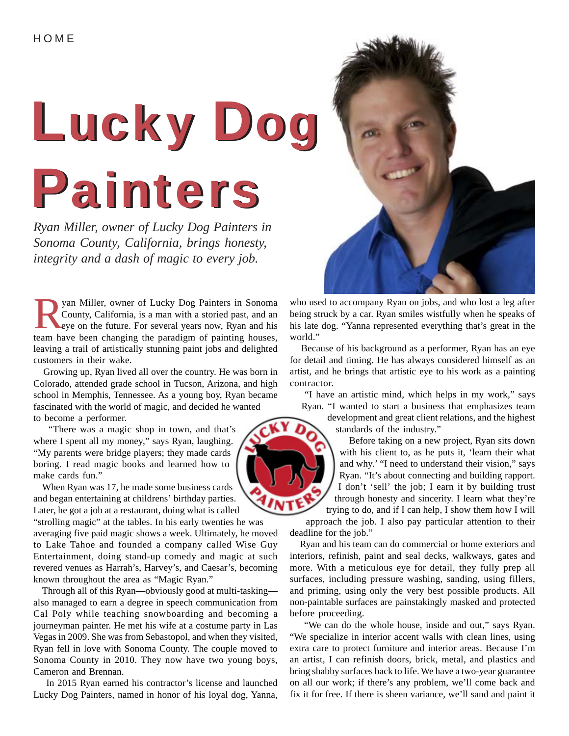# Lucky Dog Painters

*Ryan Miller, owner of Lucky Dog Painters in Sonoma County, California, brings honesty, integrity and a dash of magic to every job.*

Ryan Miller, owner of Lucky Dog Painters in Sonoma County, California, is a man with a storied past, and an eye on the future. For several years now, Ryan and his team have been changing the paradigm of painting houses, leaving a trail of artistically stunning paint jobs and delighted customers in their wake.

Growing up, Ryan lived all over the country. He was born in Colorado, attended grade school in Tucson, Arizona, and high school in Memphis, Tennessee. As a young boy, Ryan became fascinated with the world of magic, and decided he wanted to become a performer.

"There was a magic shop in town, and that's where I spent all my money," says Ryan, laughing. "My parents were bridge players; they made cards boring. I read magic books and learned how to make cards fun."

When Ryan was 17, he made some business cards and began entertaining at childrens' birthday parties. Later, he got a job at a restaurant, doing what is called "strolling magic" at the tables. In his early twenties he was averaging five paid magic shows a week. Ultimately, he moved to Lake Tahoe and founded a company called Wise Guy Entertainment, doing stand-up comedy and magic at such revered venues as Harrah's, Harvey's, and Caesar's, becoming known throughout the area as "Magic Ryan."

Through all of this Ryan—obviously good at multi-tasking—also managed to earn a degree in speech communication from Cal Poly while teaching snowboarding and becoming a journeyman painter. He met his wife at a costume party in Las Vegas in 2009. She was from Sebastopol, and when they visited, Ryan fell in love with Sonoma County. The couple moved to Sonoma County in 2010. They now have two young boys, Cameron and Brennan.

In 2015 Ryan earned his contractor's license and launched Lucky Dog Painters, named in honor of his loyal dog, Yanna, who used to accompany Ryan on jobs, and who lost a leg after being struck by a car. Ryan smiles wistfully when he speaks of his late dog. "Yanna represented everything that's great in the world."

Because of his background as a performer, Ryan has an eye for detail and timing. He has always considered himself as an artist, and he brings that artistic eye to his work as a painting contractor.

"I have an artistic mind, which helps in my work," says Ryan. "I wanted to start a business that emphasizes team development and great client relations, and the highest standards of the industry."

Before taking on a new project, Ryan sits down with his client to, as he puts it, 'learn their what and why.' "I need to understand their vision," says Ryan. "It's about connecting and building rapport. I don't 'sell' the job; I earn it by building trust through honesty and sincerity. I learn what they're trying to do, and if I can help, I show them how I will approach the job. I also pay particular attention to their deadline for the job."

Ryan and his team can do commercial or home exteriors and interiors, refinish, paint and seal decks, walkways, gates and more. With a meticulous eye for detail, they fully prep all surfaces, including pressure washing, sanding, using fillers, and priming, using only the very best possible products. All non-paintable surfaces are painstakingly masked and protected before proceeding.

"We can do the whole house, inside and out," says Ryan. "We specialize in interior accent walls with clean lines, using extra care to protect furniture and interior areas. Because I'm an artist, I can refinish doors, brick, metal, and plastics and bring shabby surfaces back to life. We have a two-year guarantee on all our work; if there's any problem, we'll come back and fix it for free. If there is sheen variance, we'll sand and paint it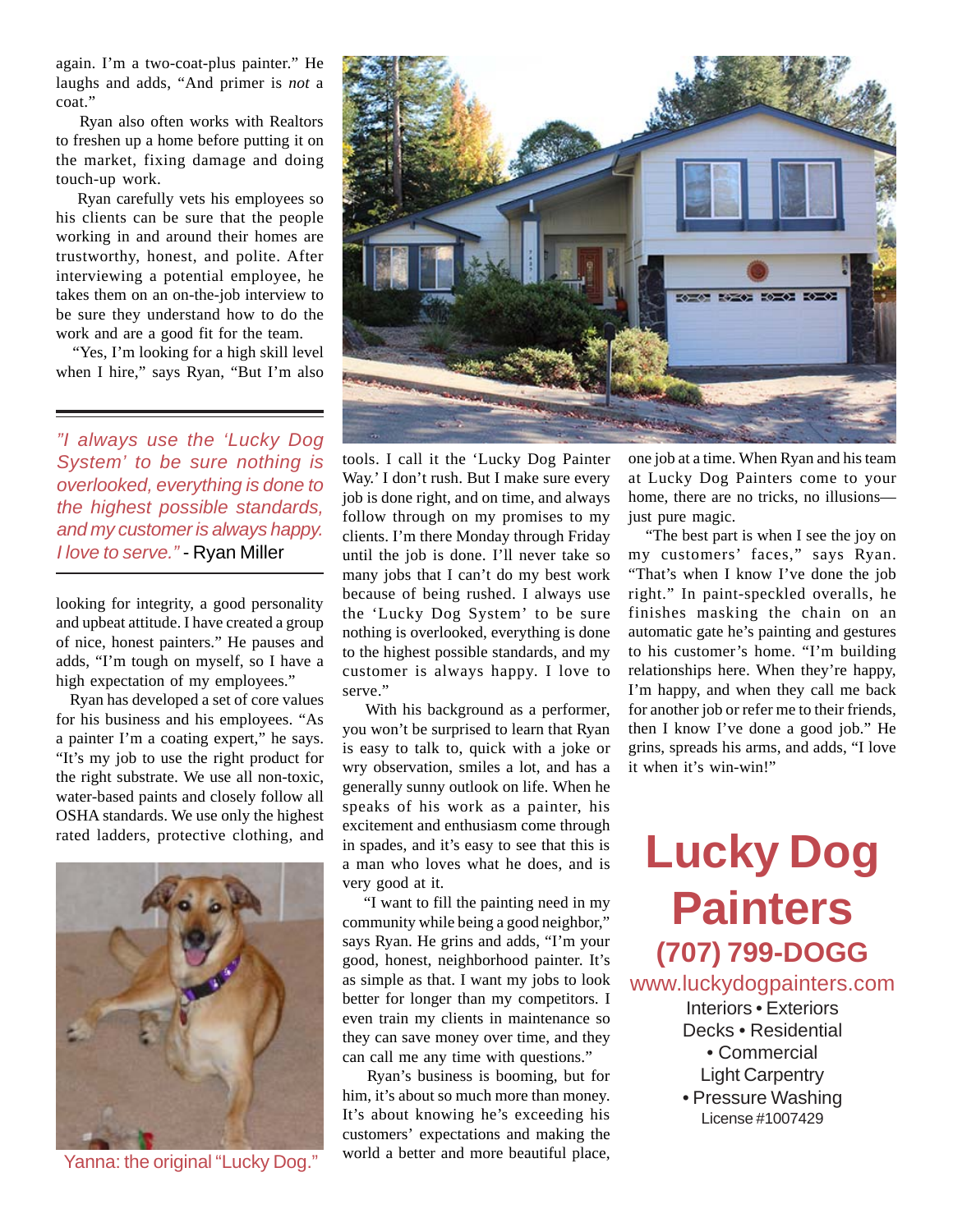again. I'm a two-coat-plus painter." He laughs and adds, "And primer is *not* a coat."

Ryan also often works with Realtors to freshen up a home before putting it on the market, fixing damage and doing touch-up work.

Ryan carefully vets his employees so his clients can be sure that the people working in and around their homes are trustworthy, honest, and polite. After interviewing a potential employee, he takes them on an on-the-job interview to be sure they understand how to do the work and are a good fit for the team.

"Yes, I'm looking for a high skill level when I hire," says Ryan, "But I'm also looking for integrity, a good personality and upbeat attitude. I have created a group of nice, honest painters." He pauses and adds, "I'm tough on myself, so I have a high expectation of my employees."

> *"I always use the 'Lucky Dog System' to be sure nothing is overlooked, everything is done to the highest possible standards, and my customer is always happy. I love to serve."* - Ryan Miller

Ryan has developed a set of core values for his business and his employees. "As a painter I'm a coating expert," he says. "It's my job to use the right product for the right substrate. We use all non-toxic, water-based paints and closely follow all OSHA standards. We use only the highest rated ladders, protective clothing, and tools. I call it the 'Lucky Dog Painter Way.' I don't rush. But I make sure every job is done right, and on time, and always follow through on my promises to my clients. I'm there Monday through Friday until the job is done. I'll never take so many jobs that I can't do my best work because of being rushed. I always use the 'Lucky Dog System' to be sure nothing is overlooked, everything is done to the highest possible standards, and my customer is always happy. I love to serve."

Yanna: the original "Lucky Dog."

With his background as a performer, you won't be surprised to learn that Ryan is easy to talk to, quick with a joke or wry observation, smiles a lot, and has a generally sunny outlook on life. When he speaks of his work as a painter, his excitement and enthusiasm come through in spades, and it's easy to see that this is a man who loves what he does, and is very good at it.

"I want to fill the painting need in my community while being a good neighbor," says Ryan. He grins and adds, "I'm your good, honest, neighborhood painter. It's as simple as that. I want my jobs to look better for longer than my competitors. I even train my clients in maintenance so they can save money over time, and they can call me any time with questions."

Ryan's business is booming, but for him, it's about so much more than money. It's about knowing he's exceeding his customers' expectations and making the world a better and more beautiful place, one job at a time. When Ryan and his team at Lucky Dog Painters come to your home, there are no tricks, no illusions—just pure magic.

"The best part is when I see the joy on my customers' faces," says Ryan. "That's when I know I've done the job right." In paint-speckled overalls, he finishes masking the chain on an automatic gate he's painting and gestures to his customer's home. "I'm building relationships here. When they're happy, I'm happy, and when they call me back for another job or refer me to their friends, then I know I've done a good job." He grins, spreads his arms, and adds, "I love it when it's win-win!"

# Lucky Dog Painters

## (707) 799-DOGG

www.luckydogpainters.com

Interiors • Exteriors
Decks • Residential
• Commercial
Light Carpentry
• Pressure Washing
License #1007429